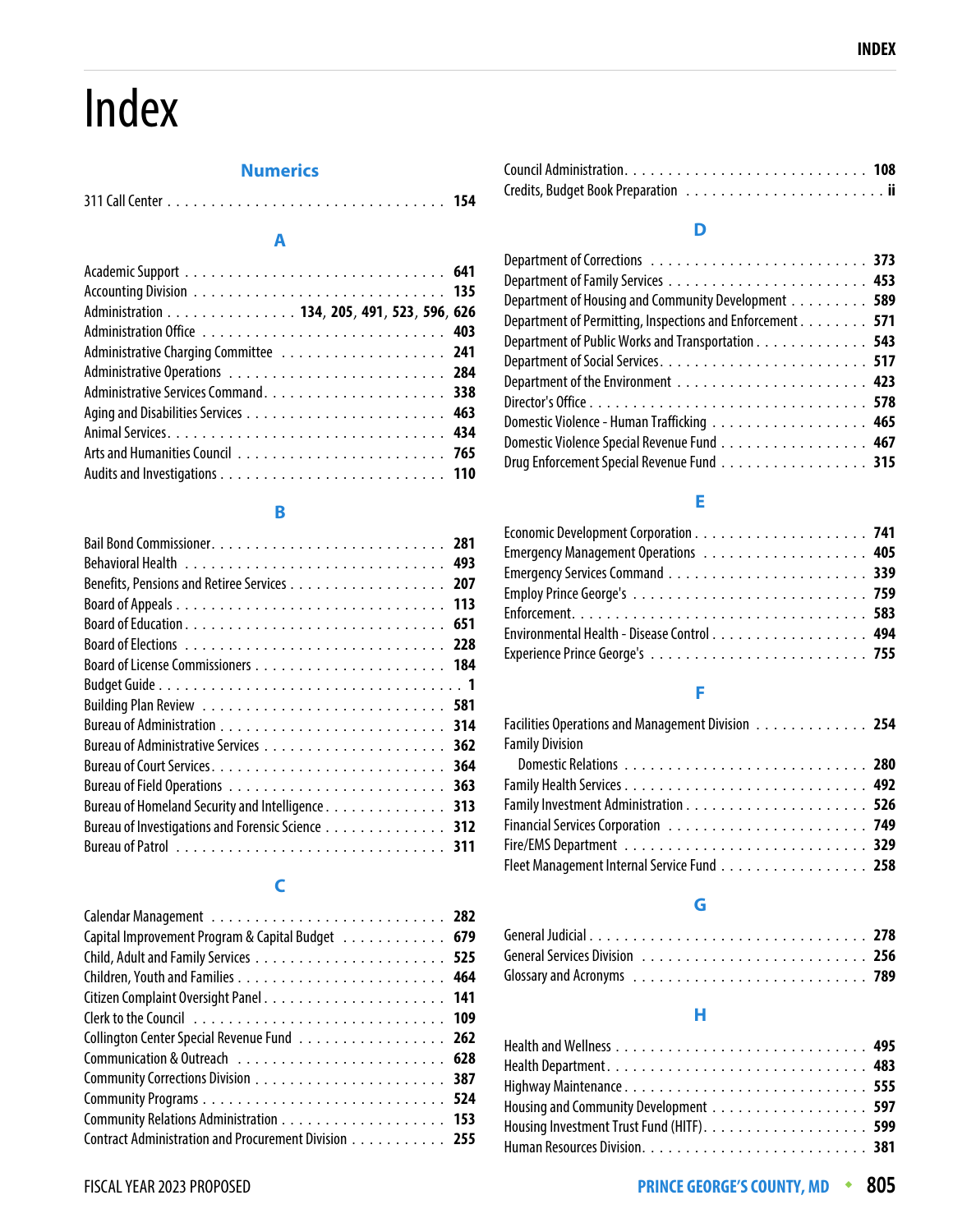# Index

## Numerics

311 Call Center . . . . . . . . . . . . . . . . . . . . . . . . . . . . . . . . **154**

## A

Academic Support . . . . . . . . . . . . . . . . . . . . . . . . . . . . . **641**
Accounting Division . . . . . . . . . . . . . . . . . . . . . . . . . . . **135**
Administration . . . . . . . . . . . . . . . **134**, **205**, **491**, **523**, **596**, **626**
Administration Office . . . . . . . . . . . . . . . . . . . . . . . . . . **403**
Administrative Charging Committee . . . . . . . . . . . . . . . . . . **241**
Administrative Operations . . . . . . . . . . . . . . . . . . . . . . . . **284**
Administrative Services Command . . . . . . . . . . . . . . . . . . . . **338**
Aging and Disabilities Services . . . . . . . . . . . . . . . . . . . . . **463**
Animal Services . . . . . . . . . . . . . . . . . . . . . . . . . . . . . . **434**
Arts and Humanities Council . . . . . . . . . . . . . . . . . . . . . . . **765**
Audits and Investigations . . . . . . . . . . . . . . . . . . . . . . . . **110**

## B

Bail Bond Commissioner . . . . . . . . . . . . . . . . . . . . . . . . . . **281**
Behavioral Health . . . . . . . . . . . . . . . . . . . . . . . . . . . . . **493**
Benefits, Pensions and Retiree Services . . . . . . . . . . . . . . . . **207**
Board of Appeals . . . . . . . . . . . . . . . . . . . . . . . . . . . . . . **113**
Board of Education . . . . . . . . . . . . . . . . . . . . . . . . . . . . **651**
Board of Elections . . . . . . . . . . . . . . . . . . . . . . . . . . . . . **228**
Board of License Commissioners . . . . . . . . . . . . . . . . . . . . . **184**
Budget Guide . . . . . . . . . . . . . . . . . . . . . . . . . . . . . . . . **1**
Building Plan Review . . . . . . . . . . . . . . . . . . . . . . . . . . . **581**
Bureau of Administration . . . . . . . . . . . . . . . . . . . . . . . . . **314**
Bureau of Administrative Services . . . . . . . . . . . . . . . . . . . **362**
Bureau of Court Services . . . . . . . . . . . . . . . . . . . . . . . . . **364**
Bureau of Field Operations . . . . . . . . . . . . . . . . . . . . . . . . **363**
Bureau of Homeland Security and Intelligence . . . . . . . . . . . . . **313**
Bureau of Investigations and Forensic Science . . . . . . . . . . . . **312**
Bureau of Patrol . . . . . . . . . . . . . . . . . . . . . . . . . . . . . . **311**

## C

Calendar Management . . . . . . . . . . . . . . . . . . . . . . . . . . . **282**
Capital Improvement Program & Capital Budget . . . . . . . . . . . . . **679**
Child, Adult and Family Services . . . . . . . . . . . . . . . . . . . . **525**
Children, Youth and Families . . . . . . . . . . . . . . . . . . . . . . . **464**
Citizen Complaint Oversight Panel . . . . . . . . . . . . . . . . . . . . **141**
Clerk to the Council . . . . . . . . . . . . . . . . . . . . . . . . . . . . **109**
Collington Center Special Revenue Fund . . . . . . . . . . . . . . . . . **262**
Communication & Outreach . . . . . . . . . . . . . . . . . . . . . . . . . **628**
Community Corrections Division . . . . . . . . . . . . . . . . . . . . . **387**
Community Programs . . . . . . . . . . . . . . . . . . . . . . . . . . . . **524**
Community Relations Administration . . . . . . . . . . . . . . . . . . . **153**
Contract Administration and Procurement Division . . . . . . . . . . . **255**
Council Administration . . . . . . . . . . . . . . . . . . . . . . . . . . **108**
Credits, Budget Book Preparation . . . . . . . . . . . . . . . . . . . . **ii**

## D

Department of Corrections . . . . . . . . . . . . . . . . . . . . . . . . **373**
Department of Family Services . . . . . . . . . . . . . . . . . . . . . . **453**
Department of Housing and Community Development . . . . . . . . . . . **589**
Department of Permitting, Inspections and Enforcement . . . . . . . . **571**
Department of Public Works and Transportation . . . . . . . . . . . . . **543**
Department of Social Services . . . . . . . . . . . . . . . . . . . . . . **517**
Department of the Environment . . . . . . . . . . . . . . . . . . . . . . **423**
Director's Office . . . . . . . . . . . . . . . . . . . . . . . . . . . . . **578**
Domestic Violence - Human Trafficking . . . . . . . . . . . . . . . . . **465**
Domestic Violence Special Revenue Fund . . . . . . . . . . . . . . . . . **467**
Drug Enforcement Special Revenue Fund . . . . . . . . . . . . . . . . . . **315**

## E

Economic Development Corporation . . . . . . . . . . . . . . . . . . . . **741**
Emergency Management Operations . . . . . . . . . . . . . . . . . . . . . **405**
Emergency Services Command . . . . . . . . . . . . . . . . . . . . . . . . **339**
Employ Prince George's . . . . . . . . . . . . . . . . . . . . . . . . . . **759**
Enforcement . . . . . . . . . . . . . . . . . . . . . . . . . . . . . . . . **583**
Environmental Health - Disease Control . . . . . . . . . . . . . . . . . **494**
Experience Prince George's . . . . . . . . . . . . . . . . . . . . . . . . **755**

## F

Facilities Operations and Management Division . . . . . . . . . . . . . **254**
Family Division
  Domestic Relations . . . . . . . . . . . . . . . . . . . . . . . . . . . **280**
Family Health Services . . . . . . . . . . . . . . . . . . . . . . . . . . **492**
Family Investment Administration . . . . . . . . . . . . . . . . . . . . **526**
Financial Services Corporation . . . . . . . . . . . . . . . . . . . . . . **749**
Fire/EMS Department . . . . . . . . . . . . . . . . . . . . . . . . . . . . **329**
Fleet Management Internal Service Fund . . . . . . . . . . . . . . . . . **258**

## G

General Judicial . . . . . . . . . . . . . . . . . . . . . . . . . . . . . . **278**
General Services Division . . . . . . . . . . . . . . . . . . . . . . . . . **256**
Glossary and Acronyms . . . . . . . . . . . . . . . . . . . . . . . . . . . **789**

## H

Health and Wellness . . . . . . . . . . . . . . . . . . . . . . . . . . . . **495**
Health Department . . . . . . . . . . . . . . . . . . . . . . . . . . . . . **483**
Highway Maintenance . . . . . . . . . . . . . . . . . . . . . . . . . . . . **555**
Housing and Community Development . . . . . . . . . . . . . . . . . . . . **597**
Housing Investment Trust Fund (HITF) . . . . . . . . . . . . . . . . . . **599**
Human Resources Division . . . . . . . . . . . . . . . . . . . . . . . . . **381**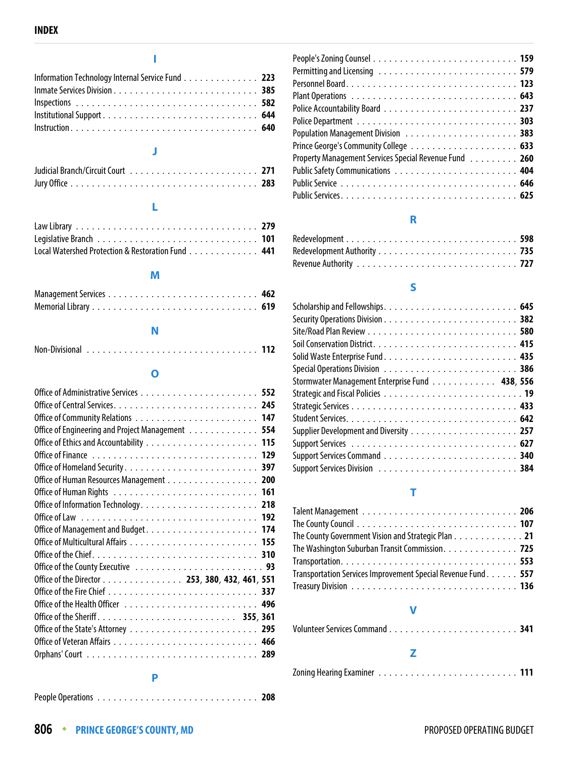# INDEX

## I

Information Technology Internal Service Fund . . . . . . . . . . . . . . **223**
Inmate Services Division . . . . . . . . . . . . . . . . . . . . . . . . . . **385**
Inspections . . . . . . . . . . . . . . . . . . . . . . . . . . . . . . . . . **582**
Institutional Support . . . . . . . . . . . . . . . . . . . . . . . . . . . **644**
Instruction . . . . . . . . . . . . . . . . . . . . . . . . . . . . . . . . . **640**

## J

Judicial Branch/Circuit Court . . . . . . . . . . . . . . . . . . . . . . . **271**
Jury Office . . . . . . . . . . . . . . . . . . . . . . . . . . . . . . . . . **283**

## L

Law Library . . . . . . . . . . . . . . . . . . . . . . . . . . . . . . . . . **279**
Legislative Branch . . . . . . . . . . . . . . . . . . . . . . . . . . . . . **101**
Local Watershed Protection & Restoration Fund . . . . . . . . . . . . . **441**

## M

Management Services . . . . . . . . . . . . . . . . . . . . . . . . . . . . **462**
Memorial Library . . . . . . . . . . . . . . . . . . . . . . . . . . . . . . **619**

## N

Non-Divisional . . . . . . . . . . . . . . . . . . . . . . . . . . . . . . . **112**

## O

Office of Administrative Services . . . . . . . . . . . . . . . . . . . . . **552**
Office of Central Services. . . . . . . . . . . . . . . . . . . . . . . . . . **245**
Office of Community Relations . . . . . . . . . . . . . . . . . . . . . . . **147**
Office of Engineering and Project Management . . . . . . . . . . . . . **554**
Office of Ethics and Accountability . . . . . . . . . . . . . . . . . . . . **115**
Office of Finance . . . . . . . . . . . . . . . . . . . . . . . . . . . . . . **129**
Office of Homeland Security. . . . . . . . . . . . . . . . . . . . . . . . . **397**
Office of Human Resources Management . . . . . . . . . . . . . . . . . . **200**
Office of Human Rights . . . . . . . . . . . . . . . . . . . . . . . . . . . **161**
Office of Information Technology. . . . . . . . . . . . . . . . . . . . . . **218**
Office of Law . . . . . . . . . . . . . . . . . . . . . . . . . . . . . . . . **192**
Office of Management and Budget. . . . . . . . . . . . . . . . . . . . . . **174**
Office of Multicultural Affairs . . . . . . . . . . . . . . . . . . . . . . **155**
Office of the Chief. . . . . . . . . . . . . . . . . . . . . . . . . . . . . . **310**
Office of the County Executive . . . . . . . . . . . . . . . . . . . . . . . **93**
Office of the Director . . . . . . . . . . . . . . . **253**, **380**, **432**, **461**, **551**
Office of the Fire Chief . . . . . . . . . . . . . . . . . . . . . . . . . . **337**
Office of the Health Officer . . . . . . . . . . . . . . . . . . . . . . . . **496**
Office of the Sheriff. . . . . . . . . . . . . . . . . . . . . . . . . **355**, **361**
Office of the State's Attorney . . . . . . . . . . . . . . . . . . . . . . . **295**
Office of Veteran Affairs . . . . . . . . . . . . . . . . . . . . . . . . . . **466**
Orphans' Court . . . . . . . . . . . . . . . . . . . . . . . . . . . . . . . . **289**

## P

People Operations . . . . . . . . . . . . . . . . . . . . . . . . . . . . . . **208**
People's Zoning Counsel . . . . . . . . . . . . . . . . . . . . . . . . . . . **159**
Permitting and Licensing . . . . . . . . . . . . . . . . . . . . . . . . . . **579**
Personnel Board. . . . . . . . . . . . . . . . . . . . . . . . . . . . . . . . **123**
Plant Operations . . . . . . . . . . . . . . . . . . . . . . . . . . . . . . . **643**
Police Accountability Board . . . . . . . . . . . . . . . . . . . . . . . . **237**
Police Department . . . . . . . . . . . . . . . . . . . . . . . . . . . . . . **303**
Population Management Division . . . . . . . . . . . . . . . . . . . . . . **383**
Prince George's Community College . . . . . . . . . . . . . . . . . . . . **633**
Property Management Services Special Revenue Fund . . . . . . . . . **260**
Public Safety Communications . . . . . . . . . . . . . . . . . . . . . . . **404**
Public Service . . . . . . . . . . . . . . . . . . . . . . . . . . . . . . . . **646**
Public Services. . . . . . . . . . . . . . . . . . . . . . . . . . . . . . . . **625**

## R

Redevelopment . . . . . . . . . . . . . . . . . . . . . . . . . . . . . . . . **598**
Redevelopment Authority . . . . . . . . . . . . . . . . . . . . . . . . . . **735**
Revenue Authority . . . . . . . . . . . . . . . . . . . . . . . . . . . . . . **727**

## S

Scholarship and Fellowships. . . . . . . . . . . . . . . . . . . . . . . . . **645**
Security Operations Division . . . . . . . . . . . . . . . . . . . . . . . . **382**
Site/Road Plan Review . . . . . . . . . . . . . . . . . . . . . . . . . . . . **580**
Soil Conservation District. . . . . . . . . . . . . . . . . . . . . . . . . . **415**
Solid Waste Enterprise Fund. . . . . . . . . . . . . . . . . . . . . . . . . **435**
Special Operations Division . . . . . . . . . . . . . . . . . . . . . . . . **386**
Stormwater Management Enterprise Fund . . . . . . . . . . . . **438**, **556**
Strategic and Fiscal Policies . . . . . . . . . . . . . . . . . . . . . . . . **19**
Strategic Services . . . . . . . . . . . . . . . . . . . . . . . . . . . . . . **433**
Student Services. . . . . . . . . . . . . . . . . . . . . . . . . . . . . . . . **642**
Supplier Development and Diversity . . . . . . . . . . . . . . . . . . . . **257**
Support Services . . . . . . . . . . . . . . . . . . . . . . . . . . . . . . . **627**
Support Services Command . . . . . . . . . . . . . . . . . . . . . . . . . . **340**
Support Services Division . . . . . . . . . . . . . . . . . . . . . . . . . **384**

## T

Talent Management . . . . . . . . . . . . . . . . . . . . . . . . . . . . . . **206**
The County Council . . . . . . . . . . . . . . . . . . . . . . . . . . . . . . **107**
The County Government Vision and Strategic Plan . . . . . . . . . . . . . **21**
The Washington Suburban Transit Commission. . . . . . . . . . . . . . . **725**
Transportation. . . . . . . . . . . . . . . . . . . . . . . . . . . . . . . . . **553**
Transportation Services Improvement Special Revenue Fund . . . . . . **557**
Treasury Division . . . . . . . . . . . . . . . . . . . . . . . . . . . . . . **136**

## V

Volunteer Services Command . . . . . . . . . . . . . . . . . . . . . . . . . **341**

## Z

Zoning Hearing Examiner . . . . . . . . . . . . . . . . . . . . . . . . . . **111**